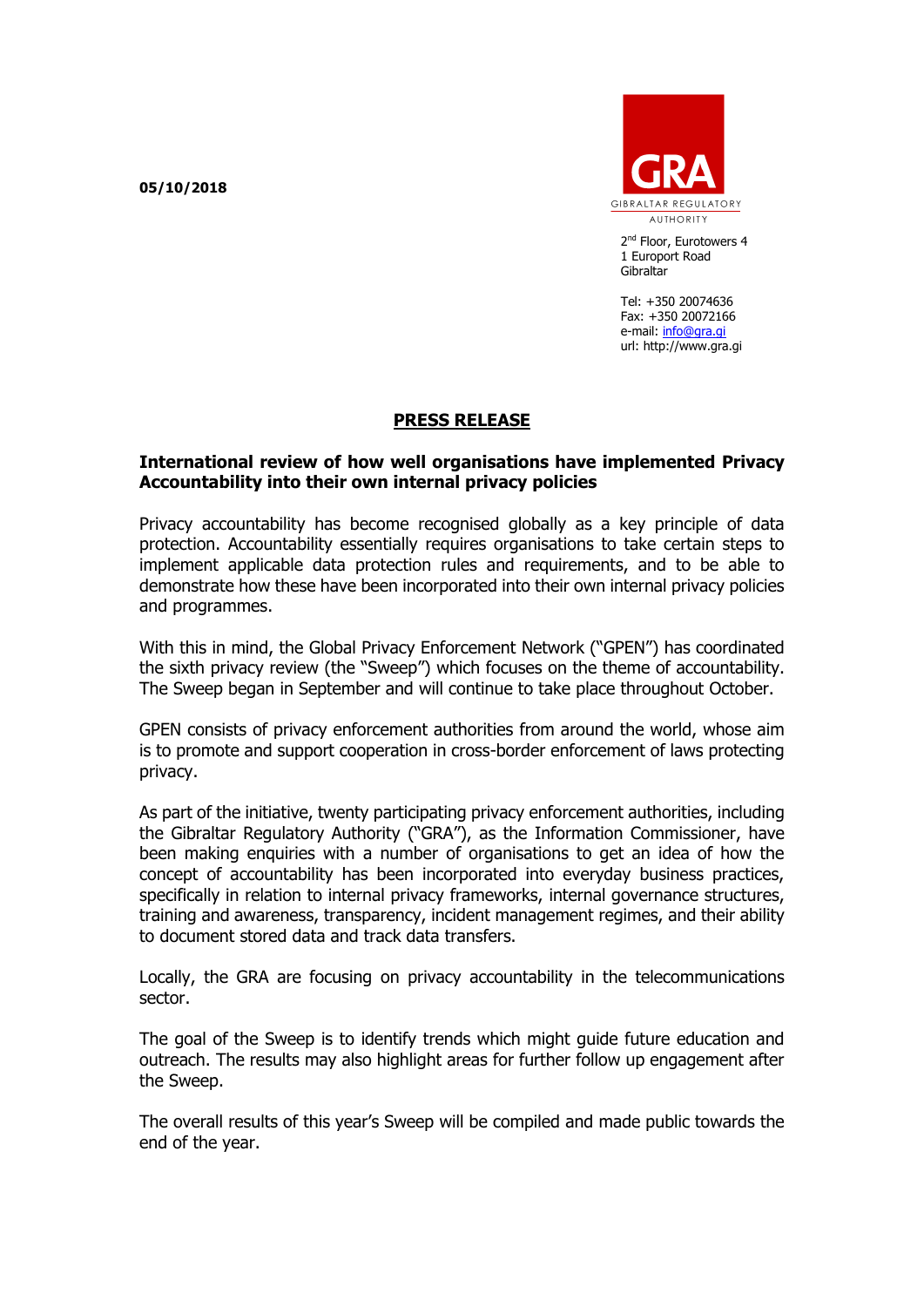05/10/2018

GRA
GIBRALTAR REGULATORY AUTHORITY

2nd Floor, Eurotowers 4
1 Europort Road
Gibraltar

Tel: +350 20074636
Fax: +350 20072166
e-mail: info@gra.gi
url: http://www.gra.gi

# PRESS RELEASE

## International review of how well organisations have implemented Privacy Accountability into their own internal privacy policies

Privacy accountability has become recognised globally as a key principle of data protection. Accountability essentially requires organisations to take certain steps to implement applicable data protection rules and requirements, and to be able to demonstrate how these have been incorporated into their own internal privacy policies and programmes.

With this in mind, the Global Privacy Enforcement Network ("GPEN") has coordinated the sixth privacy review (the "Sweep") which focuses on the theme of accountability. The Sweep began in September and will continue to take place throughout October.

GPEN consists of privacy enforcement authorities from around the world, whose aim is to promote and support cooperation in cross-border enforcement of laws protecting privacy.

As part of the initiative, twenty participating privacy enforcement authorities, including the Gibraltar Regulatory Authority ("GRA"), as the Information Commissioner, have been making enquiries with a number of organisations to get an idea of how the concept of accountability has been incorporated into everyday business practices, specifically in relation to internal privacy frameworks, internal governance structures, training and awareness, transparency, incident management regimes, and their ability to document stored data and track data transfers.

Locally, the GRA are focusing on privacy accountability in the telecommunications sector.

The goal of the Sweep is to identify trends which might guide future education and outreach. The results may also highlight areas for further follow up engagement after the Sweep.

The overall results of this year's Sweep will be compiled and made public towards the end of the year.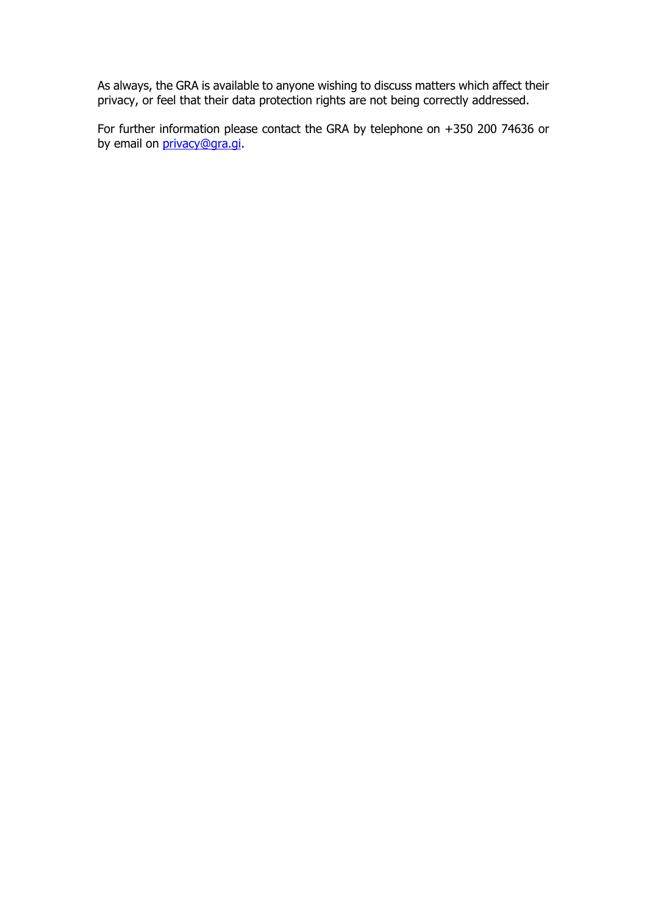As always, the GRA is available to anyone wishing to discuss matters which affect their privacy, or feel that their data protection rights are not being correctly addressed.

For further information please contact the GRA by telephone on +350 200 74636 or by email on [privacy@gra.gi](mailto:privacy@gra.gi).